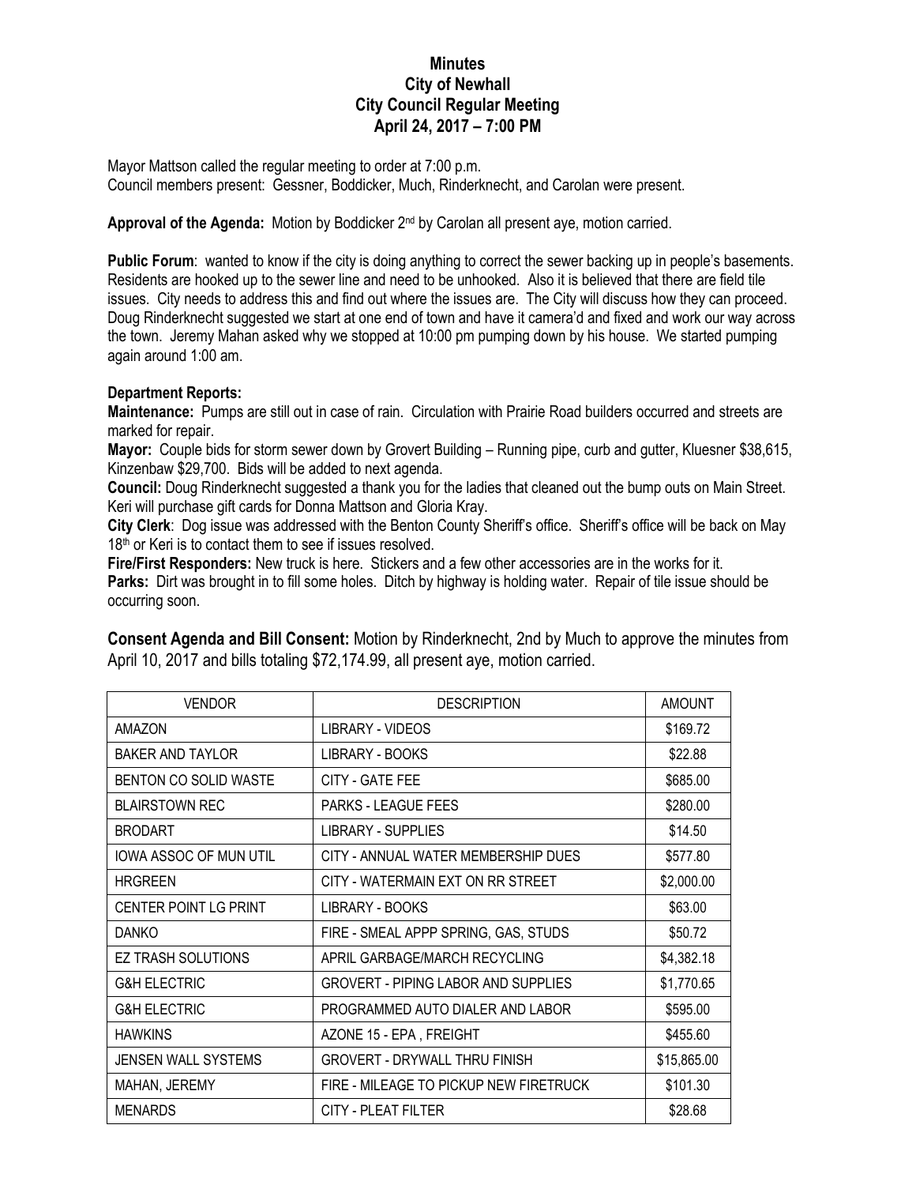# Minutes
# City of Newhall
# City Council Regular Meeting
# April 24, 2017 – 7:00 PM

Mayor Mattson called the regular meeting to order at 7:00 p.m.
Council members present: Gessner, Boddicker, Much, Rinderknecht, and Carolan were present.

**Approval of the Agenda:** Motion by Boddicker 2nd by Carolan all present aye, motion carried.

**Public Forum**: wanted to know if the city is doing anything to correct the sewer backing up in people's basements. Residents are hooked up to the sewer line and need to be unhooked. Also it is believed that there are field tile issues. City needs to address this and find out where the issues are. The City will discuss how they can proceed. Doug Rinderknecht suggested we start at one end of town and have it camera'd and fixed and work our way across the town. Jeremy Mahan asked why we stopped at 10:00 pm pumping down by his house. We started pumping again around 1:00 am.

**Department Reports:**

**Maintenance:** Pumps are still out in case of rain. Circulation with Prairie Road builders occurred and streets are marked for repair.

**Mayor:** Couple bids for storm sewer down by Grovert Building – Running pipe, curb and gutter, Kluesner $38,615, Kinzenbaw $29,700. Bids will be added to next agenda.

**Council:** Doug Rinderknecht suggested a thank you for the ladies that cleaned out the bump outs on Main Street. Keri will purchase gift cards for Donna Mattson and Gloria Kray.

**City Clerk**: Dog issue was addressed with the Benton County Sheriff's office. Sheriff's office will be back on May 18th or Keri is to contact them to see if issues resolved.

**Fire/First Responders:** New truck is here. Stickers and a few other accessories are in the works for it.

**Parks:** Dirt was brought in to fill some holes. Ditch by highway is holding water. Repair of tile issue should be occurring soon.

**Consent Agenda and Bill Consent:** Motion by Rinderknecht, 2nd by Much to approve the minutes from April 10, 2017 and bills totaling $72,174.99, all present aye, motion carried.

| VENDOR | DESCRIPTION | AMOUNT |
|---|---|---|
| AMAZON | LIBRARY - VIDEOS | $169.72 |
| BAKER AND TAYLOR | LIBRARY - BOOKS | $22.88 |
| BENTON CO SOLID WASTE | CITY - GATE FEE | $685.00 |
| BLAIRSTOWN REC | PARKS - LEAGUE FEES | $280.00 |
| BRODART | LIBRARY - SUPPLIES | $14.50 |
| IOWA ASSOC OF MUN UTIL | CITY - ANNUAL WATER MEMBERSHIP DUES | $577.80 |
| HRGREEN | CITY - WATERMAIN EXT ON RR STREET | $2,000.00 |
| CENTER POINT LG PRINT | LIBRARY - BOOKS | $63.00 |
| DANKO | FIRE - SMEAL APPP SPRING, GAS, STUDS | $50.72 |
| EZ TRASH SOLUTIONS | APRIL GARBAGE/MARCH RECYCLING | $4,382.18 |
| G&H ELECTRIC | GROVERT - PIPING LABOR AND SUPPLIES | $1,770.65 |
| G&H ELECTRIC | PROGRAMMED AUTO DIALER AND LABOR | $595.00 |
| HAWKINS | AZONE 15 - EPA , FREIGHT | $455.60 |
| JENSEN WALL SYSTEMS | GROVERT - DRYWALL THRU FINISH | $15,865.00 |
| MAHAN, JEREMY | FIRE - MILEAGE TO PICKUP NEW FIRETRUCK | $101.30 |
| MENARDS | CITY - PLEAT FILTER | $28.68 |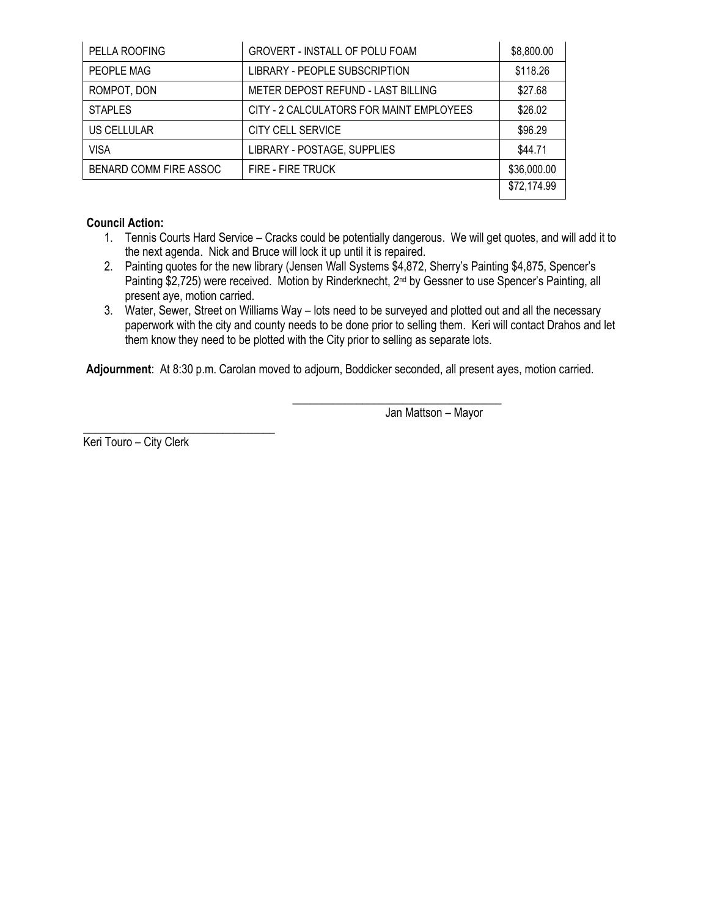| | | |
|---|---|---|
| PELLA ROOFING | GROVERT - INSTALL OF POLU FOAM | $8,800.00 |
| PEOPLE MAG | LIBRARY - PEOPLE SUBSCRIPTION | $118.26 |
| ROMPOT, DON | METER DEPOST REFUND - LAST BILLING | $27.68 |
| STAPLES | CITY - 2 CALCULATORS FOR MAINT EMPLOYEES | $26.02 |
| US CELLULAR | CITY CELL SERVICE | $96.29 |
| VISA | LIBRARY - POSTAGE, SUPPLIES | $44.71 |
| BENARD COMM FIRE ASSOC | FIRE - FIRE TRUCK | $36,000.00 |
| | | $72,174.99 |

**Council Action:**

1. Tennis Courts Hard Service – Cracks could be potentially dangerous. We will get quotes, and will add it to the next agenda. Nick and Bruce will lock it up until it is repaired.
2. Painting quotes for the new library (Jensen Wall Systems $4,872, Sherry's Painting $4,875, Spencer's Painting $2,725) were received. Motion by Rinderknecht, 2nd by Gessner to use Spencer's Painting, all present aye, motion carried.
3. Water, Sewer, Street on Williams Way – lots need to be surveyed and plotted out and all the necessary paperwork with the city and county needs to be done prior to selling them. Keri will contact Drahos and let them know they need to be plotted with the City prior to selling as separate lots.

**Adjournment**: At 8:30 p.m. Carolan moved to adjourn, Boddicker seconded, all present ayes, motion carried.

\_\_\_\_\_\_\_\_\_\_\_\_\_\_\_\_\_\_\_\_\_\_\_\_\_\_\_\_\_\_\_\_\_\_\_\_
Jan Mattson – Mayor

\_\_\_\_\_\_\_\_\_\_\_\_\_\_\_\_\_\_\_\_\_\_\_\_\_\_\_\_\_\_\_\_\_\_\_\_
Keri Touro – City Clerk